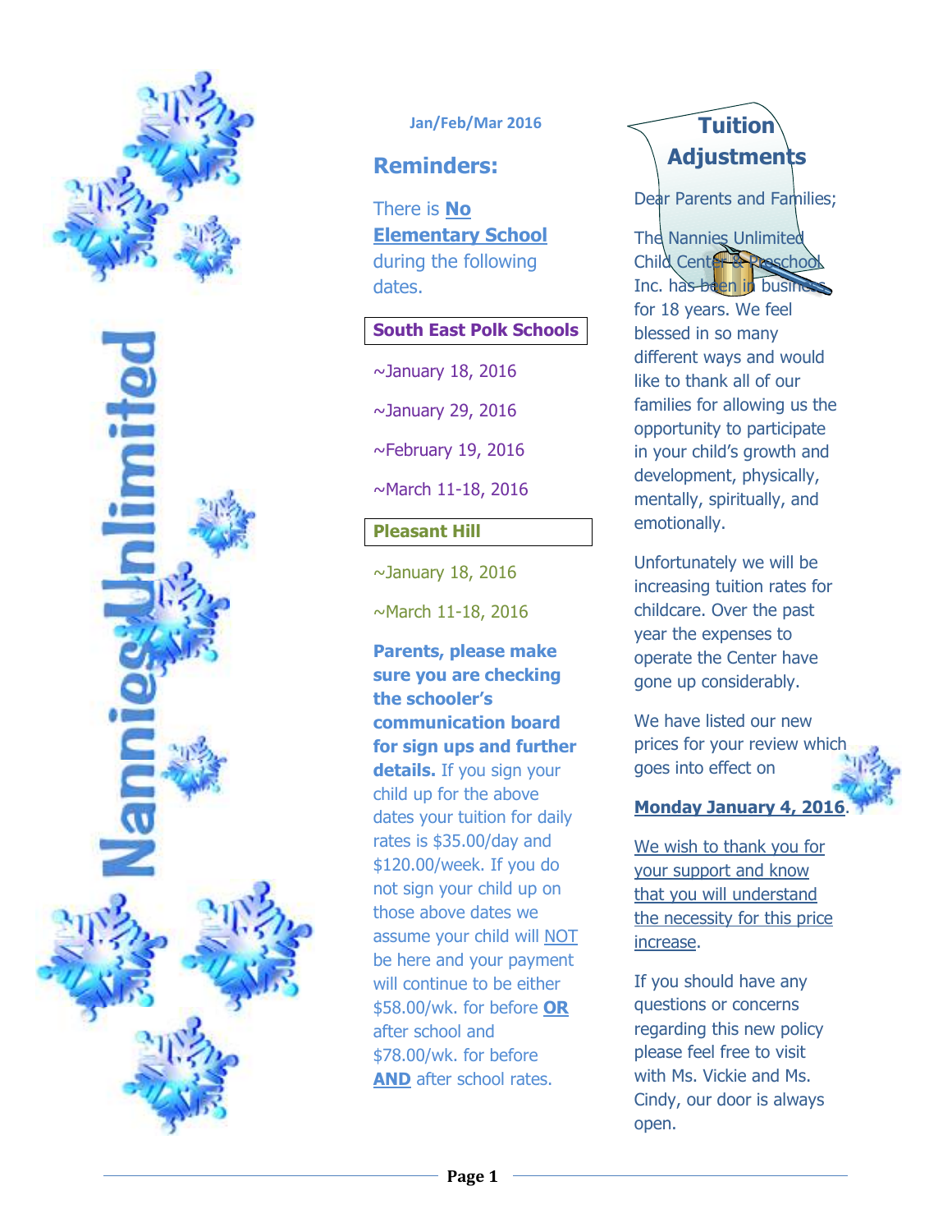# Nannies Unlimited

Jan/Feb/Mar 2016

## Reminders:

There is **No Elementary School** during the following dates.

**South East Polk Schools**

~January 18, 2016

~January 29, 2016

~February 19, 2016

~March 11-18, 2016

**Pleasant Hill**

~January 18, 2016

~March 11-18, 2016

**Parents, please make sure you are checking the schooler's communication board for sign ups and further details.** If you sign your child up for the above dates your tuition for daily rates is $35.00/day and $120.00/week. If you do not sign your child up on those above dates we assume your child will NOT be here and your payment will continue to be either $58.00/wk. for before **OR** after school and $78.00/wk. for before **AND** after school rates.

## Tuition Adjustments

Dear Parents and Families;

The Nannies Unlimited Child Center & Preschool Inc. has been in business for 18 years. We feel blessed in so many different ways and would like to thank all of our families for allowing us the opportunity to participate in your child's growth and development, physically, mentally, spiritually, and emotionally.

Unfortunately we will be increasing tuition rates for childcare. Over the past year the expenses to operate the Center have gone up considerably.

We have listed our new prices for your review which goes into effect on

**Monday January 4, 2016**.

We wish to thank you for your support and know that you will understand the necessity for this price increase.

If you should have any questions or concerns regarding this new policy please feel free to visit with Ms. Vickie and Ms. Cindy, our door is always open.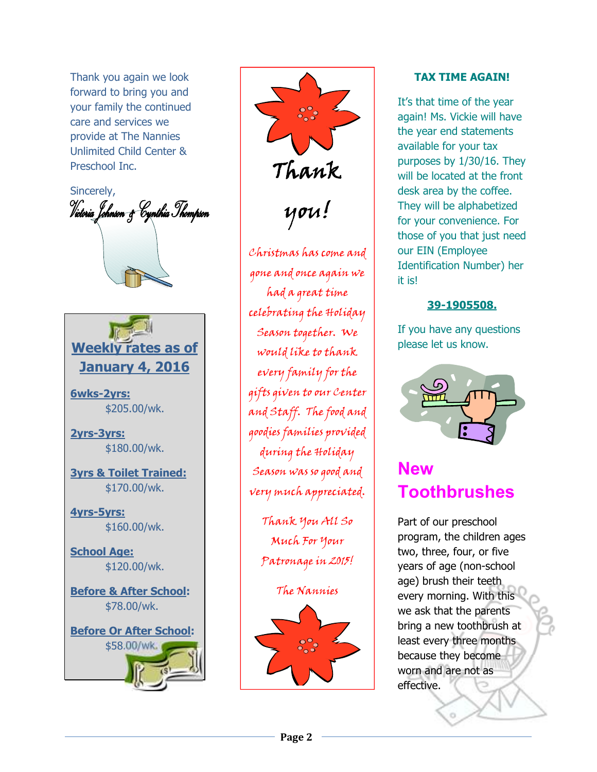Thank you again we look forward to bring you and your family the continued care and services we provide at The Nannies Unlimited Child Center & Preschool Inc.

Sincerely,

*Victoria Johnson & Cynthia Thompson*

## Weekly rates as of January 4, 2016

**6wks-2yrs:**
$205.00/wk.

**2yrs-3yrs:**
$180.00/wk.

**3yrs & Toilet Trained:**
$170.00/wk.

**4yrs-5yrs:**
$160.00/wk.

**School Age:**
$120.00/wk.

**Before & After School:**
$78.00/wk.

**Before Or After School:**
$58.00/wk.

## Thank you!

*Christmas has come and gone and once again we had a great time celebrating the Holiday Season together. We would like to thank every family for the gifts given to our Center and Staff. The food and goodies families provided during the Holiday Season was so good and very much appreciated.*

*Thank You All So Much For Your Patronage in 2015!*

*The Nannies*

## TAX TIME AGAIN!

It's that time of the year again! Ms. Vickie will have the year end statements available for your tax purposes by 1/30/16. They will be located at the front desk area by the coffee. They will be alphabetized for your convenience. For those of you that just need our EIN (Employee Identification Number) her it is!

**39-1905508.**

If you have any questions please let us know.

## New Toothbrushes

Part of our preschool program, the children ages two, three, four, or five years of age (non-school age) brush their teeth every morning. With this we ask that the parents bring a new toothbrush at least every three months because they become worn and are not as effective.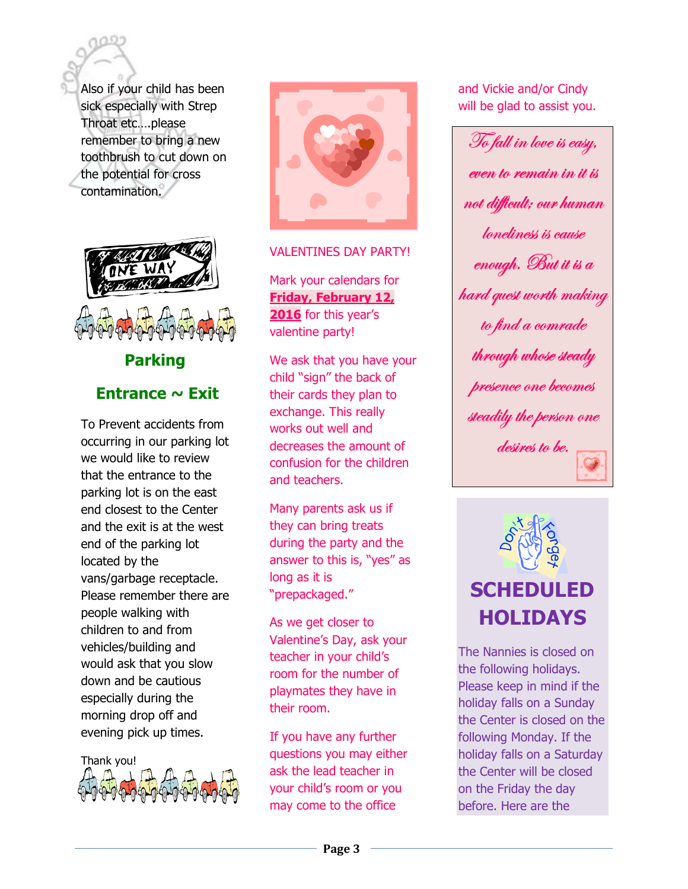Also if your child has been sick especially with Strep Throat etc….please remember to bring a new toothbrush to cut down on the potential for cross contamination.

## Parking

## Entrance ~ Exit

To Prevent accidents from occurring in our parking lot we would like to review that the entrance to the parking lot is on the east end closest to the Center and the exit is at the west end of the parking lot located by the vans/garbage receptacle. Please remember there are people walking with children to and from vehicles/building and would ask that you slow down and be cautious especially during the morning drop off and evening pick up times.

Thank you!

VALENTINES DAY PARTY!

Mark your calendars for **Friday, February 12, 2016** for this year's valentine party!

We ask that you have your child "sign" the back of their cards they plan to exchange. This really works out well and decreases the amount of confusion for the children and teachers.

Many parents ask us if they can bring treats during the party and the answer to this is, "yes" as long as it is "prepackaged."

As we get closer to Valentine's Day, ask your teacher in your child's room for the number of playmates they have in their room.

If you have any further questions you may either ask the lead teacher in your child's room or you may come to the office and Vickie and/or Cindy will be glad to assist you.

*To fall in love is easy, even to remain in it is not difficult; our human loneliness is cause enough. But it is a hard quest worth making to find a comrade through whose steady presence one becomes steadily the person one desires to be.*

## SCHEDULED HOLIDAYS

The Nannies is closed on the following holidays. Please keep in mind if the holiday falls on a Sunday the Center is closed on the following Monday. If the holiday falls on a Saturday the Center will be closed on the Friday the day before. Here are the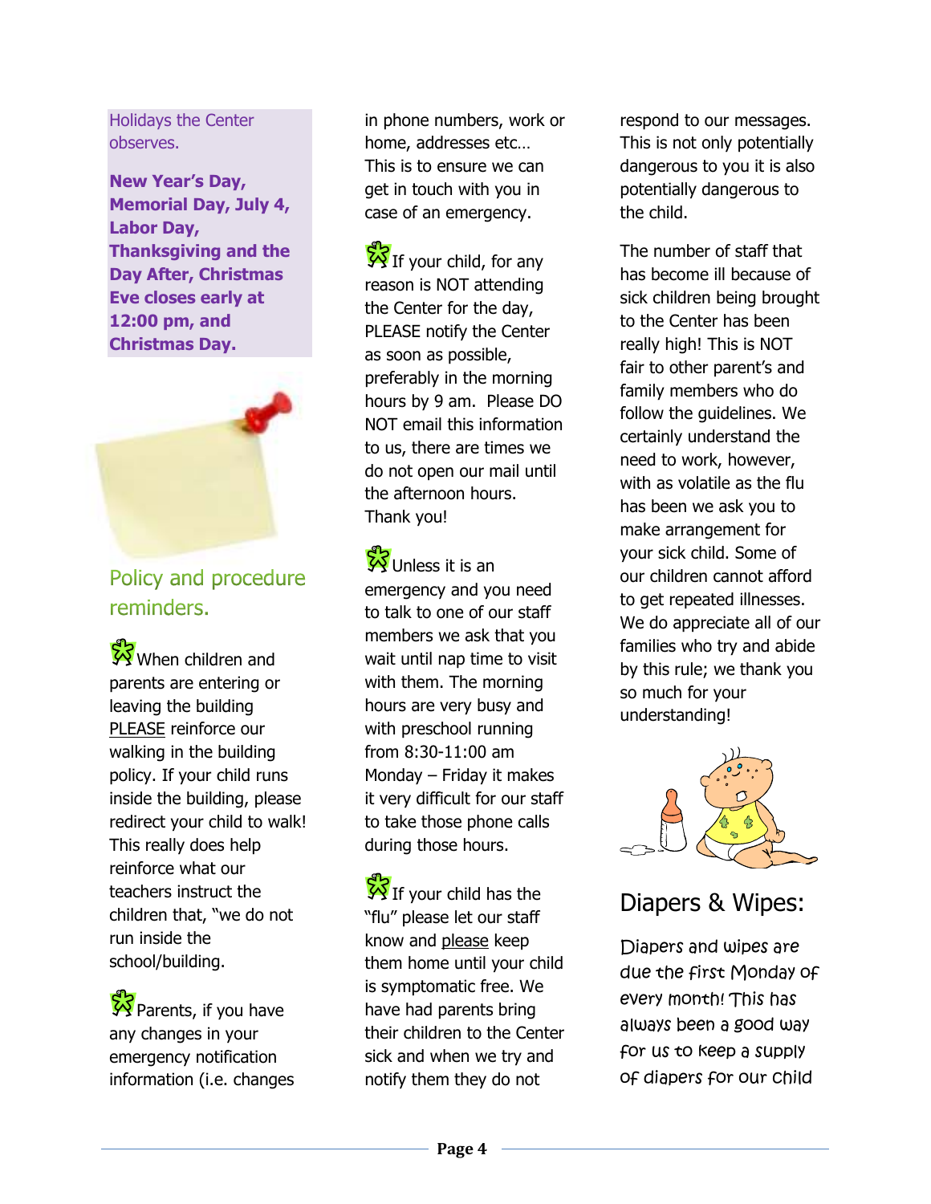Holidays the Center observes.

**New Year's Day, Memorial Day, July 4, Labor Day, Thanksgiving and the Day After, Christmas Eve closes early at 12:00 pm, and Christmas Day.**

## Policy and procedure reminders.

- When children and parents are entering or leaving the building PLEASE reinforce our walking in the building policy. If your child runs inside the building, please redirect your child to walk! This really does help reinforce what our teachers instruct the children that, "we do not run inside the school/building.

- Parents, if you have any changes in your emergency notification information (i.e. changes in phone numbers, work or home, addresses etc… This is to ensure we can get in touch with you in case of an emergency.

- If your child, for any reason is NOT attending the Center for the day, PLEASE notify the Center as soon as possible, preferably in the morning hours by 9 am. Please DO NOT email this information to us, there are times we do not open our mail until the afternoon hours. Thank you!

- Unless it is an emergency and you need to talk to one of our staff members we ask that you wait until nap time to visit with them. The morning hours are very busy and with preschool running from 8:30-11:00 am Monday – Friday it makes it very difficult for our staff to take those phone calls during those hours.

- If your child has the "flu" please let our staff know and please keep them home until your child is symptomatic free. We have had parents bring their children to the Center sick and when we try and notify them they do not respond to our messages. This is not only potentially dangerous to you it is also potentially dangerous to the child.

The number of staff that has become ill because of sick children being brought to the Center has been really high! This is NOT fair to other parent's and family members who do follow the guidelines. We certainly understand the need to work, however, with as volatile as the flu has been we ask you to make arrangement for your sick child. Some of our children cannot afford to get repeated illnesses. We do appreciate all of our families who try and abide by this rule; we thank you so much for your understanding!

## Diapers & Wipes:

Diapers and wipes are due the first Monday of every month! This has always been a good way for us to keep a supply of diapers for our child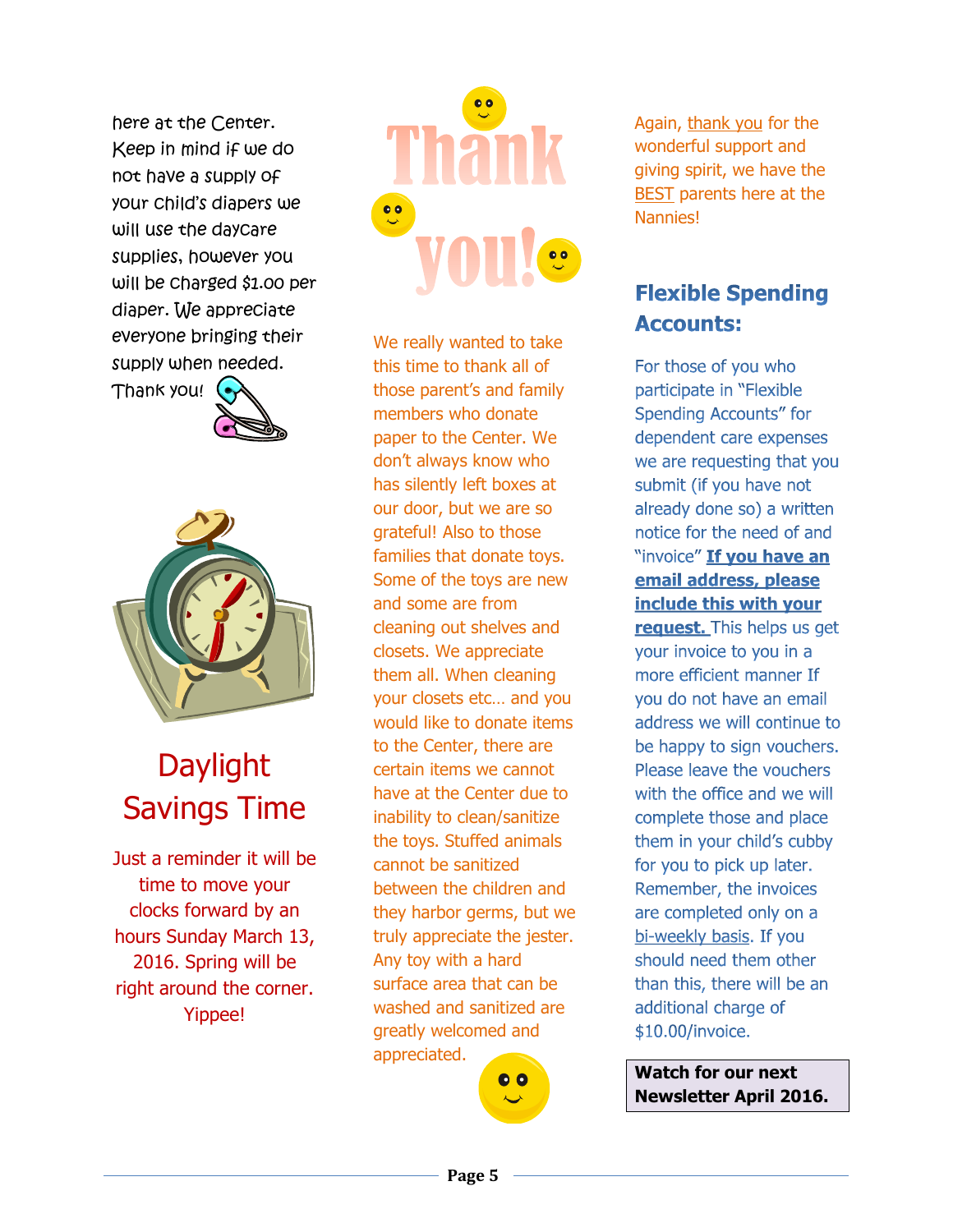here at the Center. Keep in mind if we do not have a supply of your child's diapers we will use the daycare supplies, however you will be charged $1.00 per diaper. We appreciate everyone bringing their supply when needed. Thank you!

## Daylight Savings Time

Just a reminder it will be time to move your clocks forward by an hours Sunday March 13, 2016. Spring will be right around the corner. Yippee!

# Thank you!

We really wanted to take this time to thank all of those parent's and family members who donate paper to the Center. We don't always know who has silently left boxes at our door, but we are so grateful! Also to those families that donate toys. Some of the toys are new and some are from cleaning out shelves and closets. We appreciate them all. When cleaning your closets etc… and you would like to donate items to the Center, there are certain items we cannot have at the Center due to inability to clean/sanitize the toys. Stuffed animals cannot be sanitized between the children and they harbor germs, but we truly appreciate the jester. Any toy with a hard surface area that can be washed and sanitized are greatly welcomed and appreciated.

Again, thank you for the wonderful support and giving spirit, we have the BEST parents here at the Nannies!

## Flexible Spending Accounts:

For those of you who participate in "Flexible Spending Accounts" for dependent care expenses we are requesting that you submit (if you have not already done so) a written notice for the need of and "invoice" **If you have an email address, please include this with your request.** This helps us get your invoice to you in a more efficient manner If you do not have an email address we will continue to be happy to sign vouchers. Please leave the vouchers with the office and we will complete those and place them in your child's cubby for you to pick up later. Remember, the invoices are completed only on a bi-weekly basis. If you should need them other than this, there will be an additional charge of $10.00/invoice.

**Watch for our next Newsletter April 2016.**